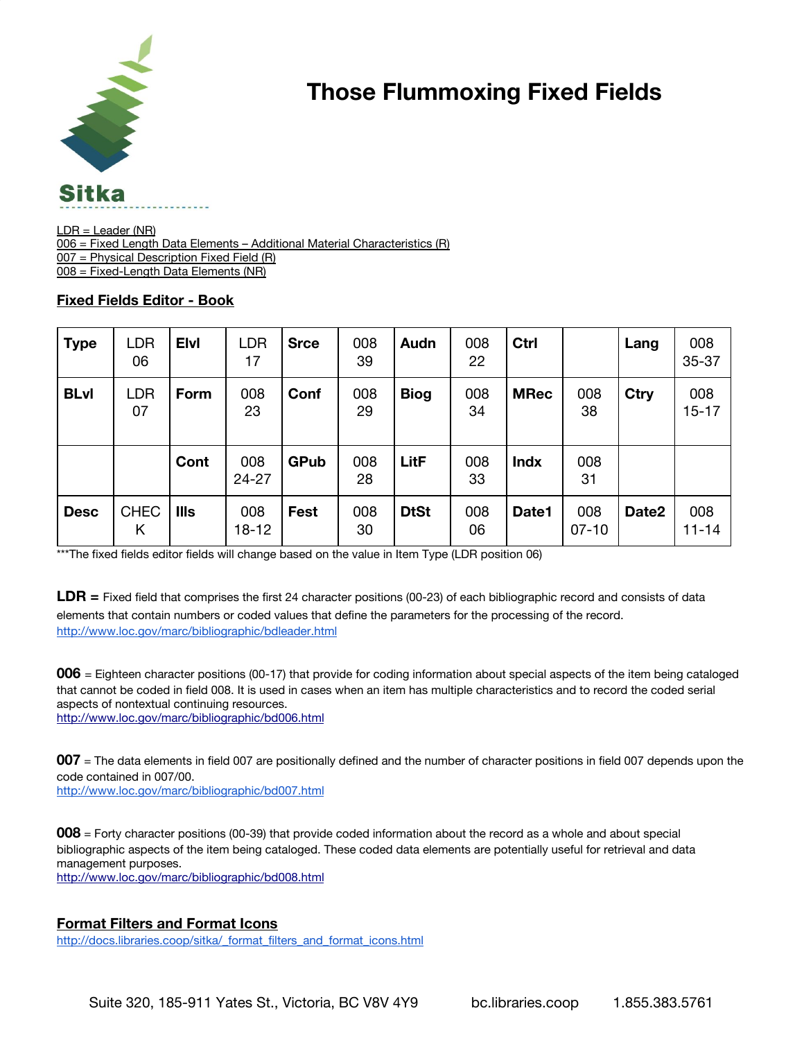# Those Flummoxing Fixed Fields

Sitka

LDR = Leader (NR)
006 = Fixed Length Data Elements – Additional Material Characteristics (R)
007 = Physical Description Fixed Field (R)
008 = Fixed-Length Data Elements (NR)

## Fixed Fields Editor - Book

| | | | | | | | | | | | |
|---|---|---|---|---|---|---|---|---|---|---|---|
| **Type** | LDR 06 | **Elvl** | LDR 17 | **Srce** | 008 39 | **Audn** | 008 22 | **Ctrl** | | **Lang** | 008 35-37 |
| **BLvl** | LDR 07 | **Form** | 008 23 | **Conf** | 008 29 | **Biog** | 008 34 | **MRec** | 008 38 | **Ctry** | 008 15-17 |
| | | **Cont** | 008 24-27 | **GPub** | 008 28 | **LitF** | 008 33 | **Indx** | 008 31 | | |
| **Desc** | CHECK | **Ills** | 008 18-12 | **Fest** | 008 30 | **DtSt** | 008 06 | **Date1** | 008 07-10 | **Date2** | 008 11-14 |

***The fixed fields editor fields will change based on the value in Item Type (LDR position 06)

**LDR =** Fixed field that comprises the first 24 character positions (00-23) of each bibliographic record and consists of data elements that contain numbers or coded values that define the parameters for the processing of the record.
http://www.loc.gov/marc/bibliographic/bdleader.html

**006** = Eighteen character positions (00-17) that provide for coding information about special aspects of the item being cataloged that cannot be coded in field 008. It is used in cases when an item has multiple characteristics and to record the coded serial aspects of nontextual continuing resources.
http://www.loc.gov/marc/bibliographic/bd006.html

**007** = The data elements in field 007 are positionally defined and the number of character positions in field 007 depends upon the code contained in 007/00.
http://www.loc.gov/marc/bibliographic/bd007.html

**008** = Forty character positions (00-39) that provide coded information about the record as a whole and about special bibliographic aspects of the item being cataloged. These coded data elements are potentially useful for retrieval and data management purposes.
http://www.loc.gov/marc/bibliographic/bd008.html

## Format Filters and Format Icons

http://docs.libraries.coop/sitka/_format_filters_and_format_icons.html

Suite 320, 185-911 Yates St., Victoria, BC V8V 4Y9 bc.libraries.coop 1.855.383.5761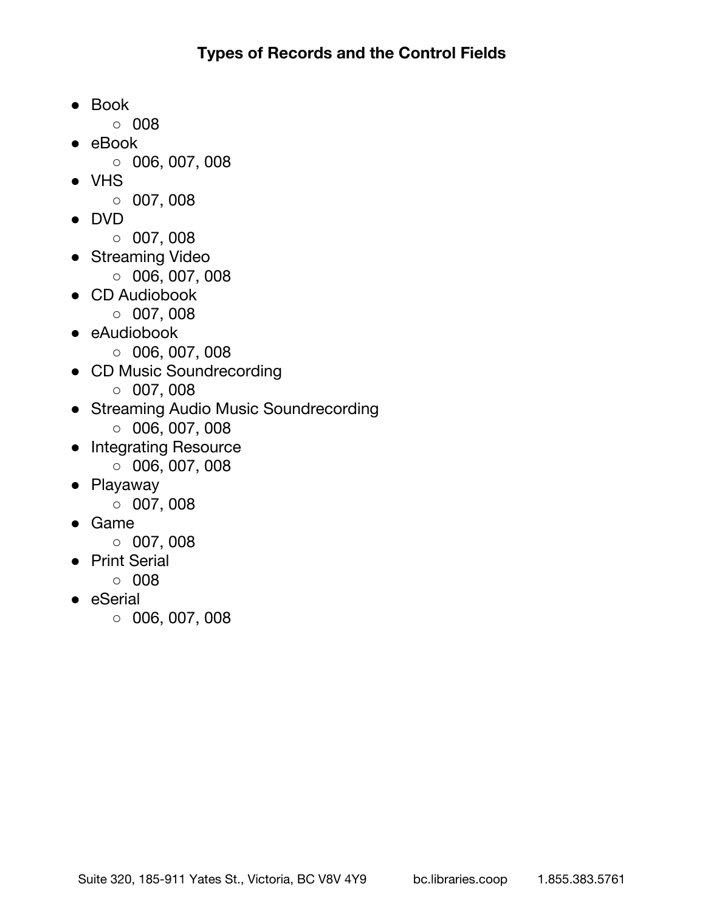# Types of Records and the Control Fields

- Book
    - 008
- eBook
    - 006, 007, 008
- VHS
    - 007, 008
- DVD
    - 007, 008
- Streaming Video
    - 006, 007, 008
- CD Audiobook
    - 007, 008
- eAudiobook
    - 006, 007, 008
- CD Music Soundrecording
    - 007, 008
- Streaming Audio Music Soundrecording
    - 006, 007, 008
- Integrating Resource
    - 006, 007, 008
- Playaway
    - 007, 008
- Game
    - 007, 008
- Print Serial
    - 008
- eSerial
    - 006, 007, 008